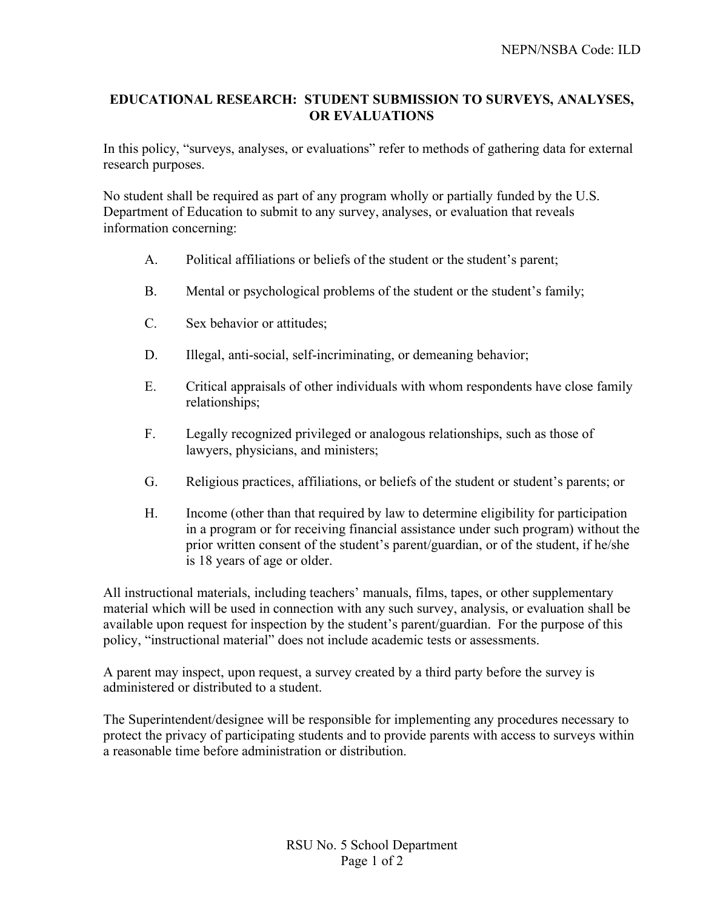NEPN/NSBA Code: ILD

# EDUCATIONAL RESEARCH: STUDENT SUBMISSION TO SURVEYS, ANALYSES, OR EVALUATIONS

In this policy, “surveys, analyses, or evaluations” refer to methods of gathering data for external research purposes.

No student shall be required as part of any program wholly or partially funded by the U.S. Department of Education to submit to any survey, analyses, or evaluation that reveals information concerning:

A. Political affiliations or beliefs of the student or the student’s parent;

B. Mental or psychological problems of the student or the student’s family;

C. Sex behavior or attitudes;

D. Illegal, anti-social, self-incriminating, or demeaning behavior;

E. Critical appraisals of other individuals with whom respondents have close family relationships;

F. Legally recognized privileged or analogous relationships, such as those of lawyers, physicians, and ministers;

G. Religious practices, affiliations, or beliefs of the student or student’s parents; or

H. Income (other than that required by law to determine eligibility for participation in a program or for receiving financial assistance under such program) without the prior written consent of the student’s parent/guardian, or of the student, if he/she is 18 years of age or older.

All instructional materials, including teachers’ manuals, films, tapes, or other supplementary material which will be used in connection with any such survey, analysis, or evaluation shall be available upon request for inspection by the student’s parent/guardian. For the purpose of this policy, “instructional material” does not include academic tests or assessments.

A parent may inspect, upon request, a survey created by a third party before the survey is administered or distributed to a student.

The Superintendent/designee will be responsible for implementing any procedures necessary to protect the privacy of participating students and to provide parents with access to surveys within a reasonable time before administration or distribution.

RSU No. 5 School Department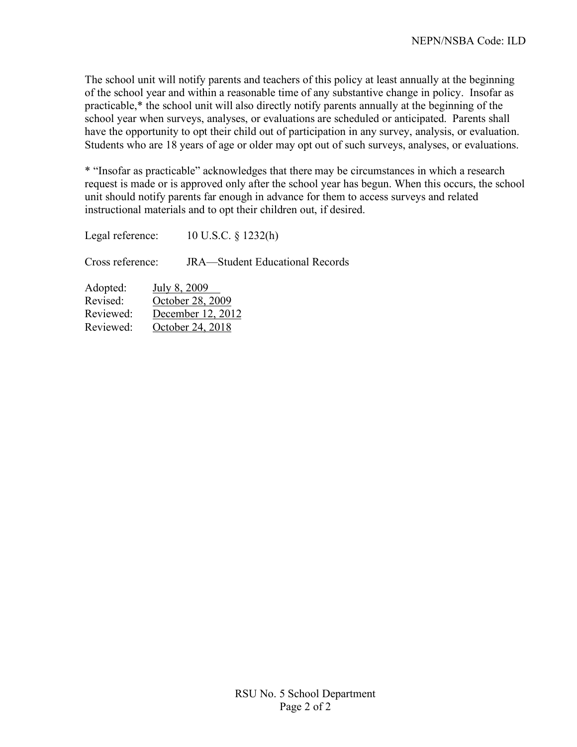The school unit will notify parents and teachers of this policy at least annually at the beginning of the school year and within a reasonable time of any substantive change in policy. Insofar as practicable,* the school unit will also directly notify parents annually at the beginning of the school year when surveys, analyses, or evaluations are scheduled or anticipated. Parents shall have the opportunity to opt their child out of participation in any survey, analysis, or evaluation. Students who are 18 years of age or older may opt out of such surveys, analyses, or evaluations.

* "Insofar as practicable" acknowledges that there may be circumstances in which a research request is made or is approved only after the school year has begun. When this occurs, the school unit should notify parents far enough in advance for them to access surveys and related instructional materials and to opt their children out, if desired.

Legal reference: 10 U.S.C. § 1232(h)

Cross reference: JRA—Student Educational Records

Adopted: July 8, 2009
Revised: October 28, 2009
Reviewed: December 12, 2012
Reviewed: October 24, 2018